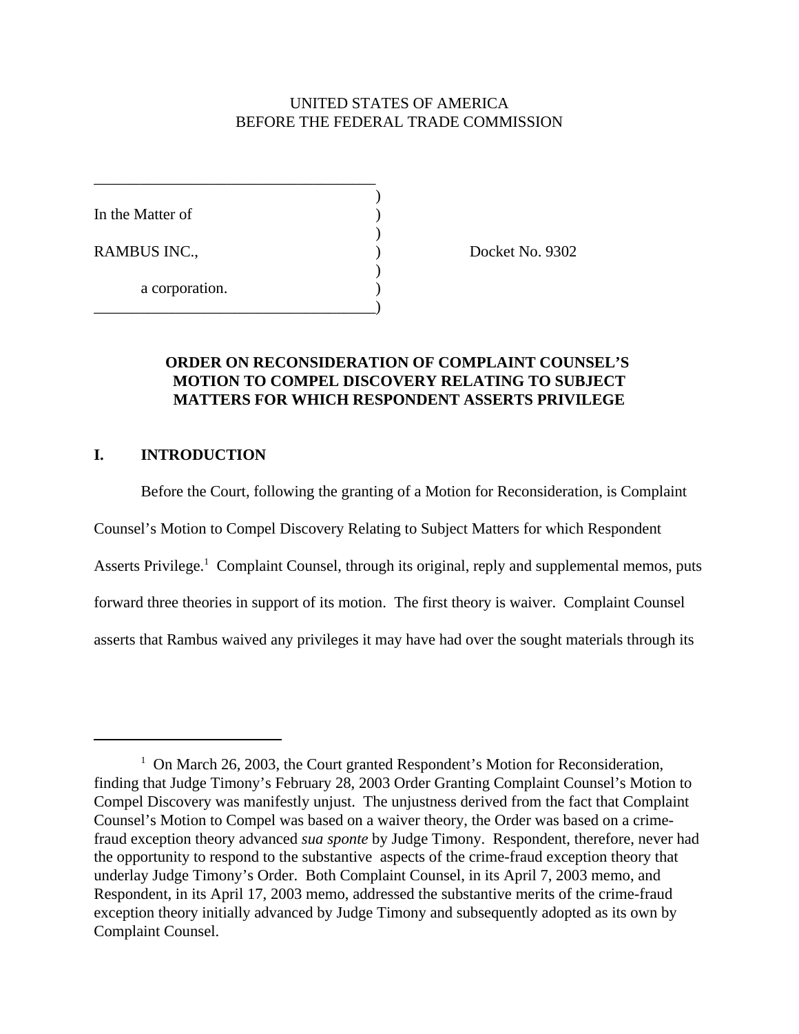UNITED STATES OF AMERICA
BEFORE THE FEDERAL TRADE COMMISSION

| | | |
|---|---|---|
| In the Matter of | ) | |
| RAMBUS INC., | ) | Docket No. 9302 |
| a corporation. | ) | |

**ORDER ON RECONSIDERATION OF COMPLAINT COUNSEL'S MOTION TO COMPEL DISCOVERY RELATING TO SUBJECT MATTERS FOR WHICH RESPONDENT ASSERTS PRIVILEGE**

## I. INTRODUCTION

Before the Court, following the granting of a Motion for Reconsideration, is Complaint Counsel's Motion to Compel Discovery Relating to Subject Matters for which Respondent Asserts Privilege.[1] Complaint Counsel, through its original, reply and supplemental memos, puts forward three theories in support of its motion. The first theory is waiver. Complaint Counsel asserts that Rambus waived any privileges it may have had over the sought materials through its

---

[1] On March 26, 2003, the Court granted Respondent's Motion for Reconsideration, finding that Judge Timony's February 28, 2003 Order Granting Complaint Counsel's Motion to Compel Discovery was manifestly unjust. The unjustness derived from the fact that Complaint Counsel's Motion to Compel was based on a waiver theory, the Order was based on a crime-fraud exception theory advanced *sua sponte* by Judge Timony. Respondent, therefore, never had the opportunity to respond to the substantive aspects of the crime-fraud exception theory that underlay Judge Timony's Order. Both Complaint Counsel, in its April 7, 2003 memo, and Respondent, in its April 17, 2003 memo, addressed the substantive merits of the crime-fraud exception theory initially advanced by Judge Timony and subsequently adopted as its own by Complaint Counsel.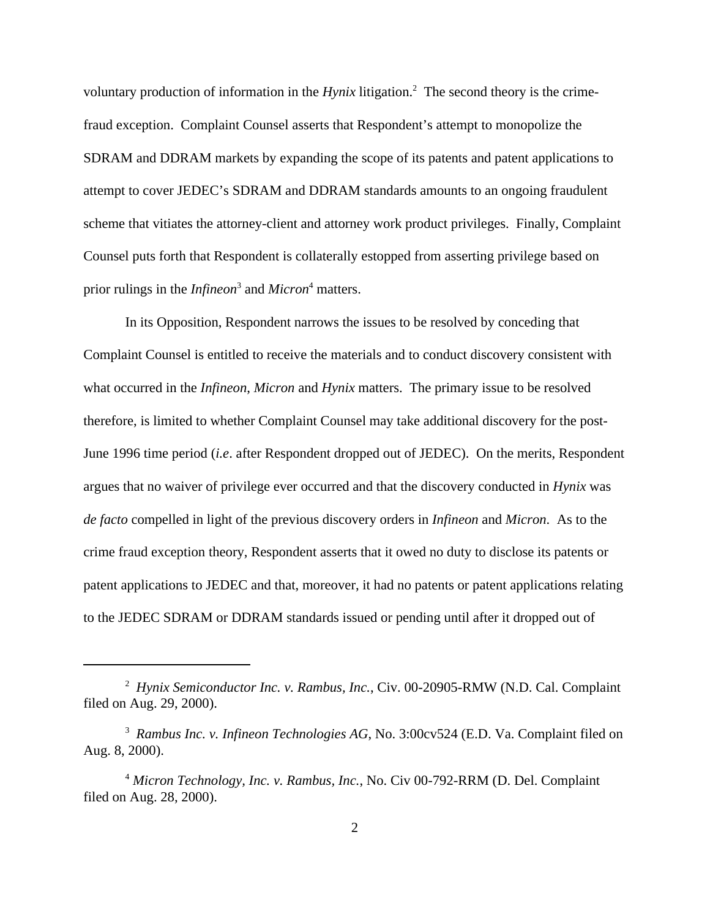voluntary production of information in the *Hynix* litigation.[2] The second theory is the crime-fraud exception. Complaint Counsel asserts that Respondent's attempt to monopolize the SDRAM and DDRAM markets by expanding the scope of its patents and patent applications to attempt to cover JEDEC's SDRAM and DDRAM standards amounts to an ongoing fraudulent scheme that vitiates the attorney-client and attorney work product privileges. Finally, Complaint Counsel puts forth that Respondent is collaterally estopped from asserting privilege based on prior rulings in the *Infineon*[3] and *Micron*[4] matters.

In its Opposition, Respondent narrows the issues to be resolved by conceding that Complaint Counsel is entitled to receive the materials and to conduct discovery consistent with what occurred in the *Infineon*, *Micron* and *Hynix* matters. The primary issue to be resolved therefore, is limited to whether Complaint Counsel may take additional discovery for the post-June 1996 time period (*i.e*. after Respondent dropped out of JEDEC). On the merits, Respondent argues that no waiver of privilege ever occurred and that the discovery conducted in *Hynix* was *de facto* compelled in light of the previous discovery orders in *Infineon* and *Micron*. As to the crime fraud exception theory, Respondent asserts that it owed no duty to disclose its patents or patent applications to JEDEC and that, moreover, it had no patents or patent applications relating to the JEDEC SDRAM or DDRAM standards issued or pending until after it dropped out of

---

[2] *Hynix Semiconductor Inc. v. Rambus, Inc.*, Civ. 00-20905-RMW (N.D. Cal. Complaint filed on Aug. 29, 2000).

[3] *Rambus Inc. v. Infineon Technologies AG*, No. 3:00cv524 (E.D. Va. Complaint filed on Aug. 8, 2000).

[4] *Micron Technology, Inc. v. Rambus, Inc.*, No. Civ 00-792-RRM (D. Del. Complaint filed on Aug. 28, 2000).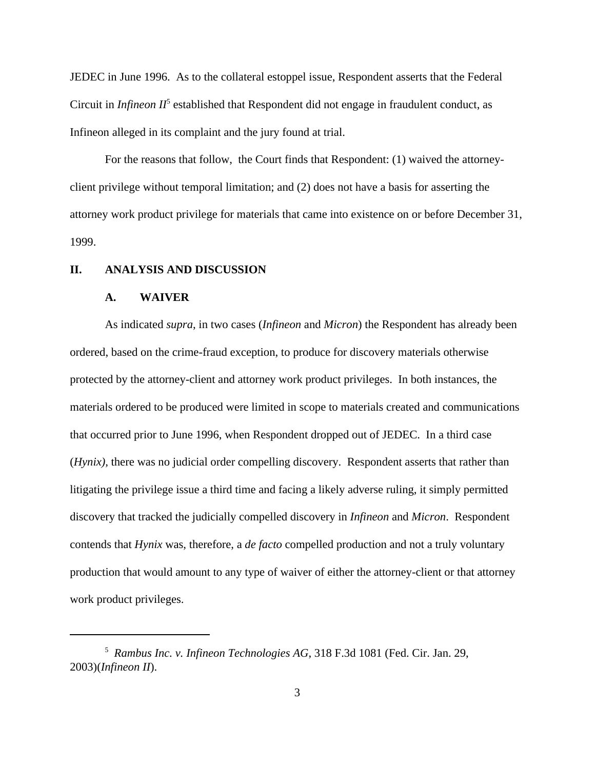JEDEC in June 1996. As to the collateral estoppel issue, Respondent asserts that the Federal Circuit in *Infineon II*[5] established that Respondent did not engage in fraudulent conduct, as Infineon alleged in its complaint and the jury found at trial.

For the reasons that follow, the Court finds that Respondent: (1) waived the attorney-client privilege without temporal limitation; and (2) does not have a basis for asserting the attorney work product privilege for materials that came into existence on or before December 31, 1999.

## II. ANALYSIS AND DISCUSSION

### A. WAIVER

As indicated *supra*, in two cases (*Infineon* and *Micron*) the Respondent has already been ordered, based on the crime-fraud exception, to produce for discovery materials otherwise protected by the attorney-client and attorney work product privileges. In both instances, the materials ordered to be produced were limited in scope to materials created and communications that occurred prior to June 1996, when Respondent dropped out of JEDEC. In a third case (*Hynix)*, there was no judicial order compelling discovery. Respondent asserts that rather than litigating the privilege issue a third time and facing a likely adverse ruling, it simply permitted discovery that tracked the judicially compelled discovery in *Infineon* and *Micron*. Respondent contends that *Hynix* was, therefore, a *de facto* compelled production and not a truly voluntary production that would amount to any type of waiver of either the attorney-client or that attorney work product privileges.

---

[5] *Rambus Inc. v. Infineon Technologies AG*, 318 F.3d 1081 (Fed. Cir. Jan. 29, 2003)(*Infineon II*).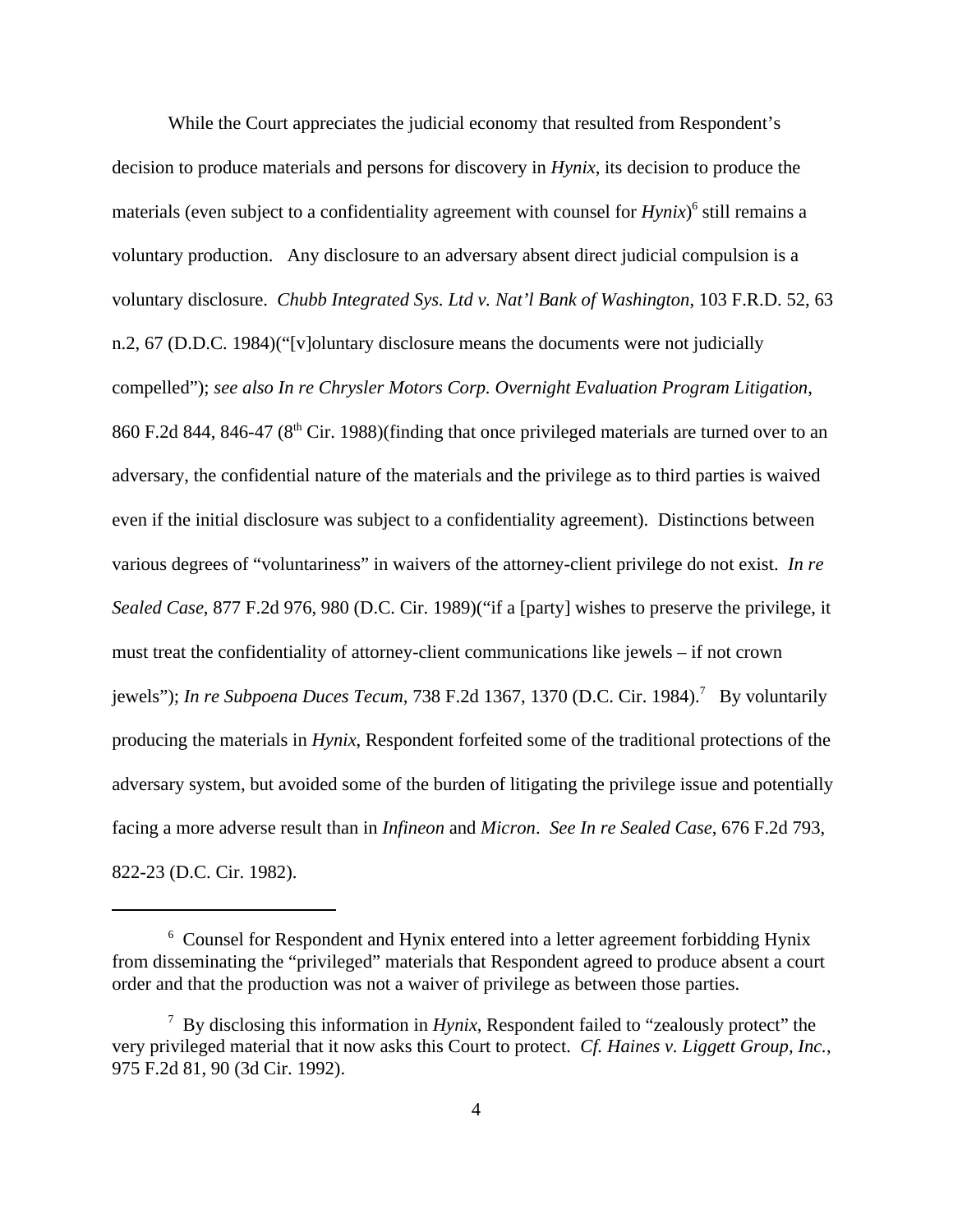While the Court appreciates the judicial economy that resulted from Respondent's decision to produce materials and persons for discovery in *Hynix*, its decision to produce the materials (even subject to a confidentiality agreement with counsel for *Hynix*)[6] still remains a voluntary production. Any disclosure to an adversary absent direct judicial compulsion is a voluntary disclosure. *Chubb Integrated Sys. Ltd v. Nat'l Bank of Washington*, 103 F.R.D. 52, 63 n.2, 67 (D.D.C. 1984)("[v]oluntary disclosure means the documents were not judicially compelled"); *see also In re Chrysler Motors Corp. Overnight Evaluation Program Litigation*, 860 F.2d 844, 846-47 (8th Cir. 1988)(finding that once privileged materials are turned over to an adversary, the confidential nature of the materials and the privilege as to third parties is waived even if the initial disclosure was subject to a confidentiality agreement). Distinctions between various degrees of "voluntariness" in waivers of the attorney-client privilege do not exist. *In re Sealed Case*, 877 F.2d 976, 980 (D.C. Cir. 1989)("if a [party] wishes to preserve the privilege, it must treat the confidentiality of attorney-client communications like jewels – if not crown jewels"); *In re Subpoena Duces Tecum*, 738 F.2d 1367, 1370 (D.C. Cir. 1984).[7] By voluntarily producing the materials in *Hynix*, Respondent forfeited some of the traditional protections of the adversary system, but avoided some of the burden of litigating the privilege issue and potentially facing a more adverse result than in *Infineon* and *Micron*. *See In re Sealed Case*, 676 F.2d 793, 822-23 (D.C. Cir. 1982).

---

[6] Counsel for Respondent and Hynix entered into a letter agreement forbidding Hynix from disseminating the "privileged" materials that Respondent agreed to produce absent a court order and that the production was not a waiver of privilege as between those parties.

[7] By disclosing this information in *Hynix*, Respondent failed to "zealously protect" the very privileged material that it now asks this Court to protect. *Cf. Haines v. Liggett Group, Inc.*, 975 F.2d 81, 90 (3d Cir. 1992).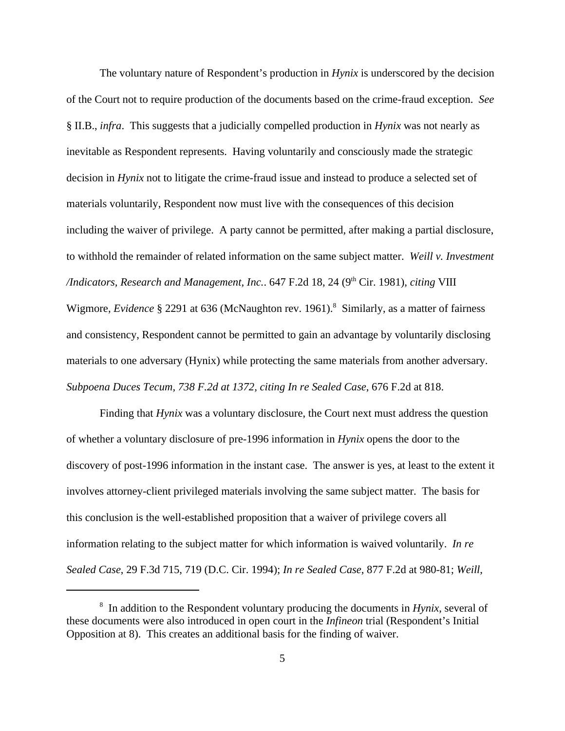The voluntary nature of Respondent's production in *Hynix* is underscored by the decision of the Court not to require production of the documents based on the crime-fraud exception. *See* § II.B., *infra*. This suggests that a judicially compelled production in *Hynix* was not nearly as inevitable as Respondent represents. Having voluntarily and consciously made the strategic decision in *Hynix* not to litigate the crime-fraud issue and instead to produce a selected set of materials voluntarily, Respondent now must live with the consequences of this decision including the waiver of privilege. A party cannot be permitted, after making a partial disclosure, to withhold the remainder of related information on the same subject matter. *Weill v. Investment /Indicators, Research and Management, Inc.*. 647 F.2d 18, 24 (9th Cir. 1981), *citing* VIII Wigmore, *Evidence* § 2291 at 636 (McNaughton rev. 1961).[8] Similarly, as a matter of fairness and consistency, Respondent cannot be permitted to gain an advantage by voluntarily disclosing materials to one adversary (Hynix) while protecting the same materials from another adversary. *Subpoena Duces Tecum, 738 F.2d at 1372, citing In re Sealed Case*, 676 F.2d at 818.

Finding that *Hynix* was a voluntary disclosure, the Court next must address the question of whether a voluntary disclosure of pre-1996 information in *Hynix* opens the door to the discovery of post-1996 information in the instant case. The answer is yes, at least to the extent it involves attorney-client privileged materials involving the same subject matter. The basis for this conclusion is the well-established proposition that a waiver of privilege covers all information relating to the subject matter for which information is waived voluntarily. *In re Sealed Case*, 29 F.3d 715, 719 (D.C. Cir. 1994); *In re Sealed Case*, 877 F.2d at 980-81; *Weill,*

---

[8] In addition to the Respondent voluntary producing the documents in *Hynix*, several of these documents were also introduced in open court in the *Infineon* trial (Respondent's Initial Opposition at 8). This creates an additional basis for the finding of waiver.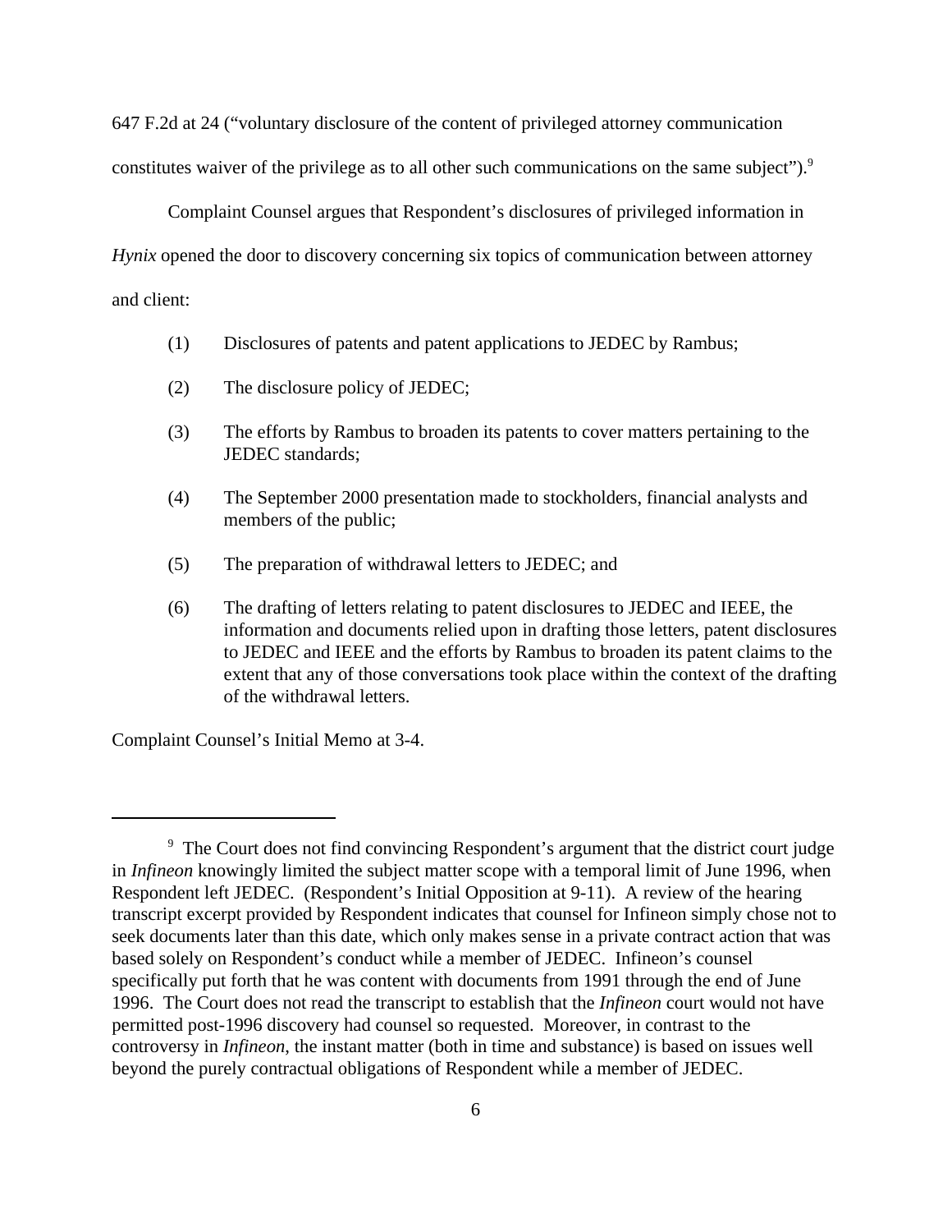647 F.2d at 24 ("voluntary disclosure of the content of privileged attorney communication constitutes waiver of the privilege as to all other such communications on the same subject").[9]

Complaint Counsel argues that Respondent's disclosures of privileged information in *Hynix* opened the door to discovery concerning six topics of communication between attorney and client:

(1) Disclosures of patents and patent applications to JEDEC by Rambus;

(2) The disclosure policy of JEDEC;

(3) The efforts by Rambus to broaden its patents to cover matters pertaining to the JEDEC standards;

(4) The September 2000 presentation made to stockholders, financial analysts and members of the public;

(5) The preparation of withdrawal letters to JEDEC; and

(6) The drafting of letters relating to patent disclosures to JEDEC and IEEE, the information and documents relied upon in drafting those letters, patent disclosures to JEDEC and IEEE and the efforts by Rambus to broaden its patent claims to the extent that any of those conversations took place within the context of the drafting of the withdrawal letters.

Complaint Counsel's Initial Memo at 3-4.

---

[9] The Court does not find convincing Respondent's argument that the district court judge in *Infineon* knowingly limited the subject matter scope with a temporal limit of June 1996, when Respondent left JEDEC. (Respondent's Initial Opposition at 9-11). A review of the hearing transcript excerpt provided by Respondent indicates that counsel for Infineon simply chose not to seek documents later than this date, which only makes sense in a private contract action that was based solely on Respondent's conduct while a member of JEDEC. Infineon's counsel specifically put forth that he was content with documents from 1991 through the end of June 1996. The Court does not read the transcript to establish that the *Infineon* court would not have permitted post-1996 discovery had counsel so requested. Moreover, in contrast to the controversy in *Infineon*, the instant matter (both in time and substance) is based on issues well beyond the purely contractual obligations of Respondent while a member of JEDEC.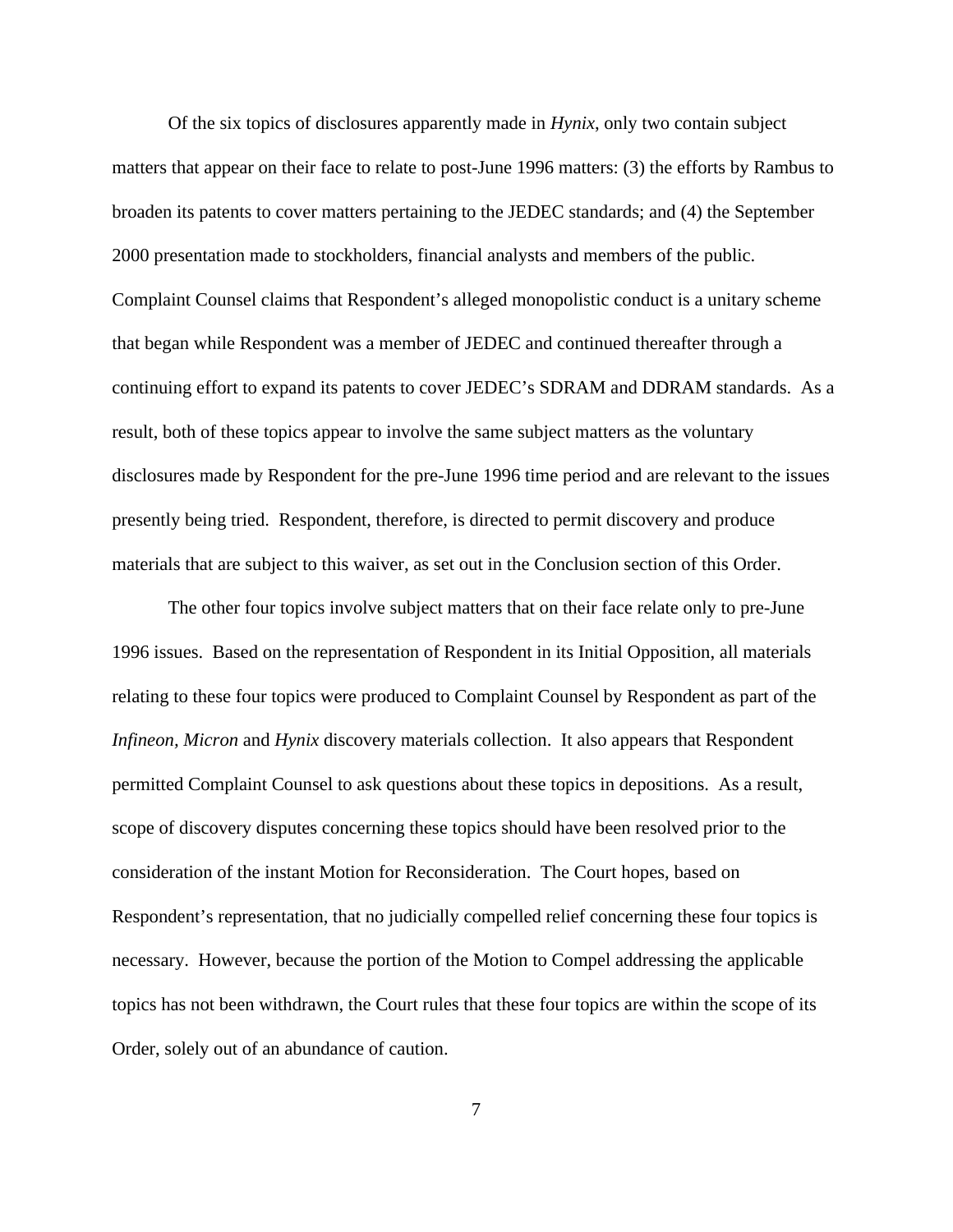Of the six topics of disclosures apparently made in *Hynix*, only two contain subject matters that appear on their face to relate to post-June 1996 matters: (3) the efforts by Rambus to broaden its patents to cover matters pertaining to the JEDEC standards; and (4) the September 2000 presentation made to stockholders, financial analysts and members of the public. Complaint Counsel claims that Respondent's alleged monopolistic conduct is a unitary scheme that began while Respondent was a member of JEDEC and continued thereafter through a continuing effort to expand its patents to cover JEDEC's SDRAM and DDRAM standards. As a result, both of these topics appear to involve the same subject matters as the voluntary disclosures made by Respondent for the pre-June 1996 time period and are relevant to the issues presently being tried. Respondent, therefore, is directed to permit discovery and produce materials that are subject to this waiver, as set out in the Conclusion section of this Order.

The other four topics involve subject matters that on their face relate only to pre-June 1996 issues. Based on the representation of Respondent in its Initial Opposition, all materials relating to these four topics were produced to Complaint Counsel by Respondent as part of the *Infineon, Micron* and *Hynix* discovery materials collection. It also appears that Respondent permitted Complaint Counsel to ask questions about these topics in depositions. As a result, scope of discovery disputes concerning these topics should have been resolved prior to the consideration of the instant Motion for Reconsideration. The Court hopes, based on Respondent's representation, that no judicially compelled relief concerning these four topics is necessary. However, because the portion of the Motion to Compel addressing the applicable topics has not been withdrawn, the Court rules that these four topics are within the scope of its Order, solely out of an abundance of caution.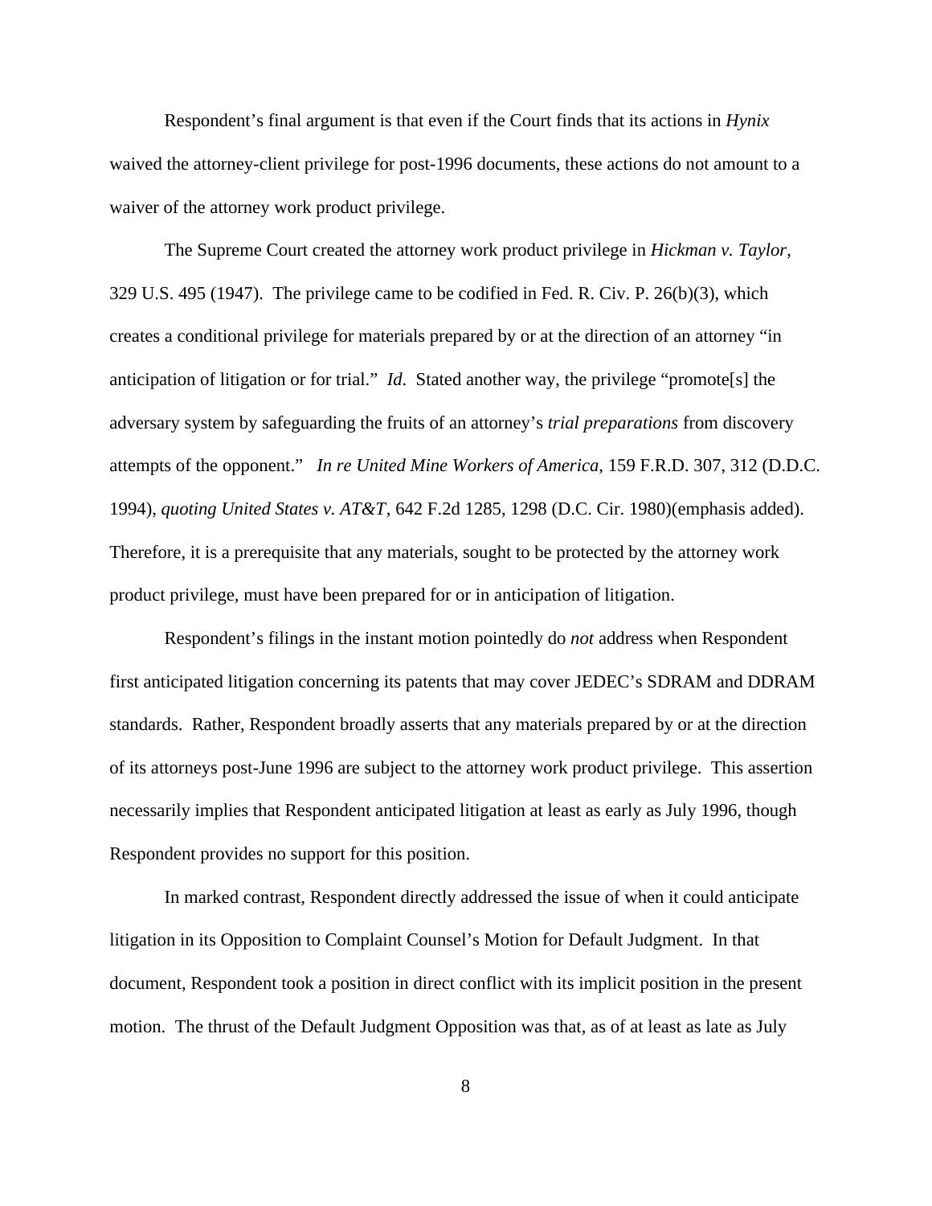Respondent's final argument is that even if the Court finds that its actions in *Hynix* waived the attorney-client privilege for post-1996 documents, these actions do not amount to a waiver of the attorney work product privilege.

The Supreme Court created the attorney work product privilege in *Hickman v. Taylor*, 329 U.S. 495 (1947). The privilege came to be codified in Fed. R. Civ. P. 26(b)(3), which creates a conditional privilege for materials prepared by or at the direction of an attorney "in anticipation of litigation or for trial." *Id*. Stated another way, the privilege "promote[s] the adversary system by safeguarding the fruits of an attorney's *trial preparations* from discovery attempts of the opponent." *In re United Mine Workers of America*, 159 F.R.D. 307, 312 (D.D.C. 1994), *quoting United States v. AT&T*, 642 F.2d 1285, 1298 (D.C. Cir. 1980)(emphasis added). Therefore, it is a prerequisite that any materials, sought to be protected by the attorney work product privilege, must have been prepared for or in anticipation of litigation.

Respondent's filings in the instant motion pointedly do *not* address when Respondent first anticipated litigation concerning its patents that may cover JEDEC's SDRAM and DDRAM standards. Rather, Respondent broadly asserts that any materials prepared by or at the direction of its attorneys post-June 1996 are subject to the attorney work product privilege. This assertion necessarily implies that Respondent anticipated litigation at least as early as July 1996, though Respondent provides no support for this position.

In marked contrast, Respondent directly addressed the issue of when it could anticipate litigation in its Opposition to Complaint Counsel's Motion for Default Judgment. In that document, Respondent took a position in direct conflict with its implicit position in the present motion. The thrust of the Default Judgment Opposition was that, as of at least as late as July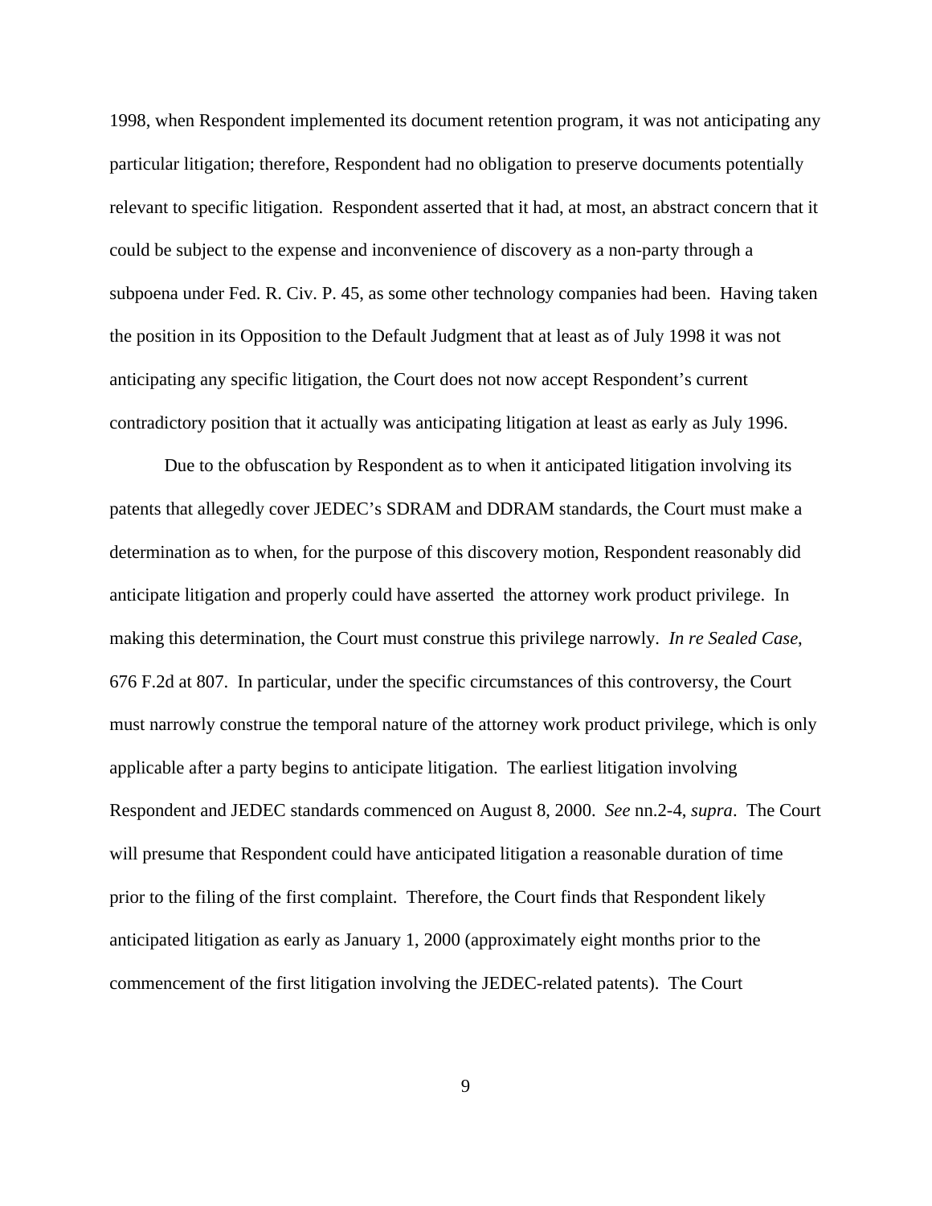1998, when Respondent implemented its document retention program, it was not anticipating any particular litigation; therefore, Respondent had no obligation to preserve documents potentially relevant to specific litigation. Respondent asserted that it had, at most, an abstract concern that it could be subject to the expense and inconvenience of discovery as a non-party through a subpoena under Fed. R. Civ. P. 45, as some other technology companies had been. Having taken the position in its Opposition to the Default Judgment that at least as of July 1998 it was not anticipating any specific litigation, the Court does not now accept Respondent's current contradictory position that it actually was anticipating litigation at least as early as July 1996.

Due to the obfuscation by Respondent as to when it anticipated litigation involving its patents that allegedly cover JEDEC's SDRAM and DDRAM standards, the Court must make a determination as to when, for the purpose of this discovery motion, Respondent reasonably did anticipate litigation and properly could have asserted the attorney work product privilege. In making this determination, the Court must construe this privilege narrowly. *In re Sealed Case*, 676 F.2d at 807. In particular, under the specific circumstances of this controversy, the Court must narrowly construe the temporal nature of the attorney work product privilege, which is only applicable after a party begins to anticipate litigation. The earliest litigation involving Respondent and JEDEC standards commenced on August 8, 2000. *See* nn.2-4, *supra*. The Court will presume that Respondent could have anticipated litigation a reasonable duration of time prior to the filing of the first complaint. Therefore, the Court finds that Respondent likely anticipated litigation as early as January 1, 2000 (approximately eight months prior to the commencement of the first litigation involving the JEDEC-related patents). The Court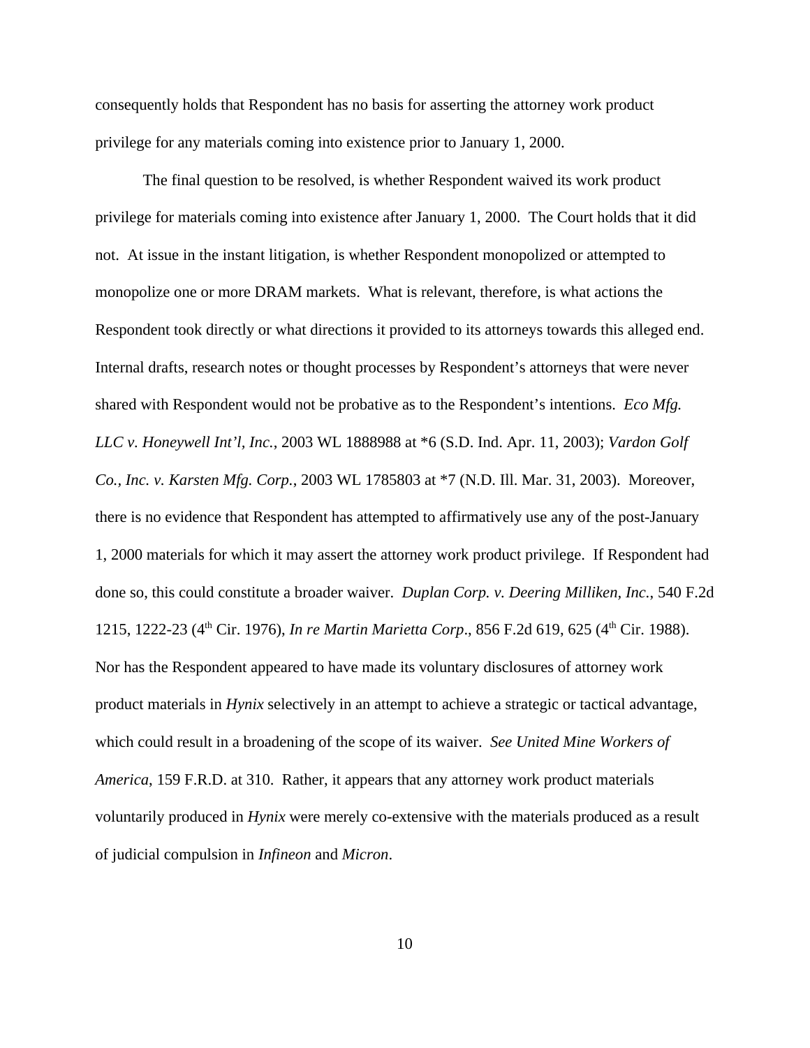consequently holds that Respondent has no basis for asserting the attorney work product privilege for any materials coming into existence prior to January 1, 2000.

The final question to be resolved, is whether Respondent waived its work product privilege for materials coming into existence after January 1, 2000. The Court holds that it did not. At issue in the instant litigation, is whether Respondent monopolized or attempted to monopolize one or more DRAM markets. What is relevant, therefore, is what actions the Respondent took directly or what directions it provided to its attorneys towards this alleged end. Internal drafts, research notes or thought processes by Respondent's attorneys that were never shared with Respondent would not be probative as to the Respondent's intentions. *Eco Mfg. LLC v. Honeywell Int'l, Inc.*, 2003 WL 1888988 at *6 (S.D. Ind. Apr. 11, 2003); *Vardon Golf Co., Inc. v. Karsten Mfg. Corp.*, 2003 WL 1785803 at *7 (N.D. Ill. Mar. 31, 2003). Moreover, there is no evidence that Respondent has attempted to affirmatively use any of the post-January 1, 2000 materials for which it may assert the attorney work product privilege. If Respondent had done so, this could constitute a broader waiver. *Duplan Corp. v. Deering Milliken, Inc.*, 540 F.2d 1215, 1222-23 (4th Cir. 1976), *In re Martin Marietta Corp*., 856 F.2d 619, 625 (4th Cir. 1988). Nor has the Respondent appeared to have made its voluntary disclosures of attorney work product materials in *Hynix* selectively in an attempt to achieve a strategic or tactical advantage, which could result in a broadening of the scope of its waiver. *See United Mine Workers of America*, 159 F.R.D. at 310. Rather, it appears that any attorney work product materials voluntarily produced in *Hynix* were merely co-extensive with the materials produced as a result of judicial compulsion in *Infineon* and *Micron*.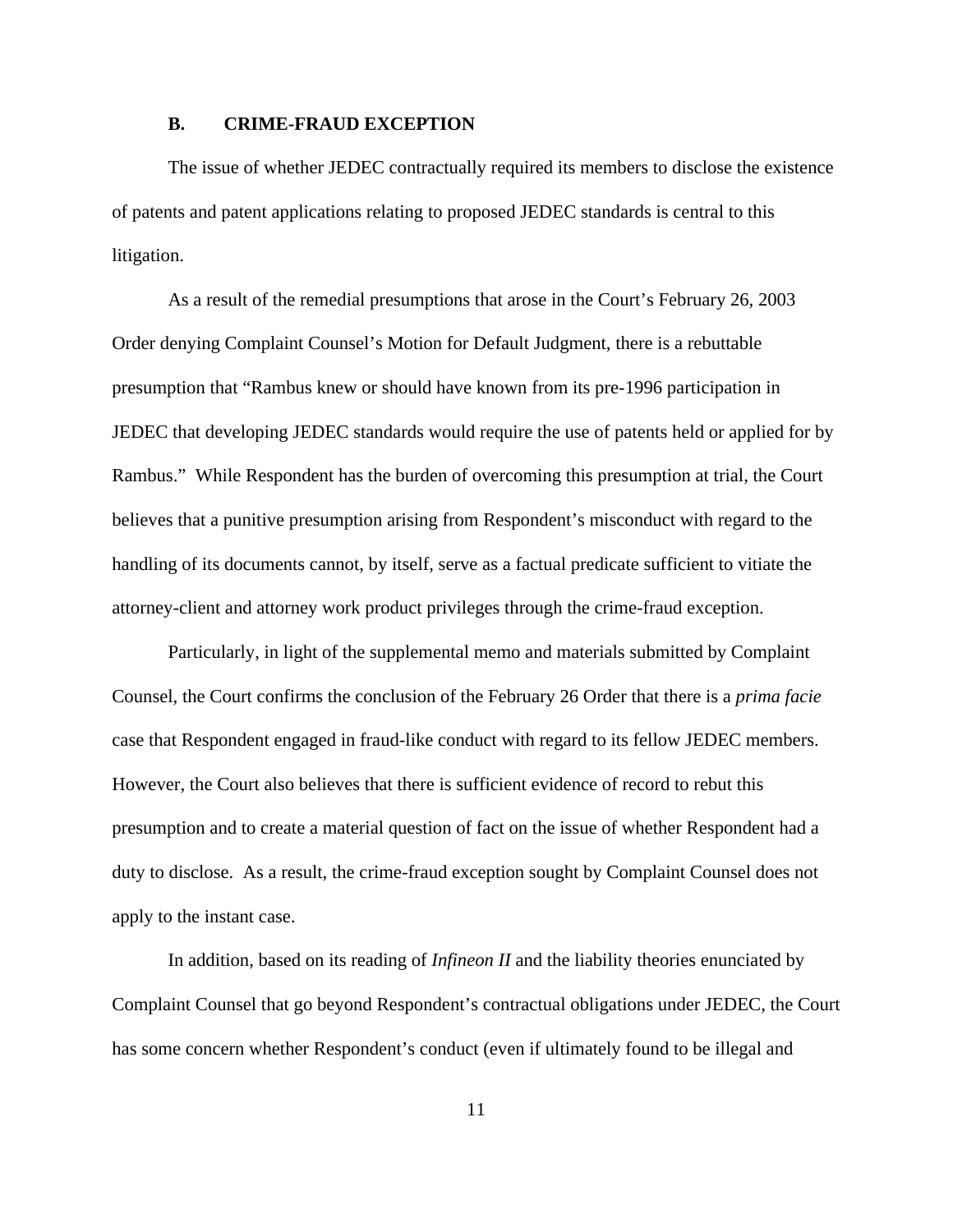### B. CRIME-FRAUD EXCEPTION

The issue of whether JEDEC contractually required its members to disclose the existence of patents and patent applications relating to proposed JEDEC standards is central to this litigation.

As a result of the remedial presumptions that arose in the Court's February 26, 2003 Order denying Complaint Counsel's Motion for Default Judgment, there is a rebuttable presumption that "Rambus knew or should have known from its pre-1996 participation in JEDEC that developing JEDEC standards would require the use of patents held or applied for by Rambus." While Respondent has the burden of overcoming this presumption at trial, the Court believes that a punitive presumption arising from Respondent's misconduct with regard to the handling of its documents cannot, by itself, serve as a factual predicate sufficient to vitiate the attorney-client and attorney work product privileges through the crime-fraud exception.

Particularly, in light of the supplemental memo and materials submitted by Complaint Counsel, the Court confirms the conclusion of the February 26 Order that there is a *prima facie* case that Respondent engaged in fraud-like conduct with regard to its fellow JEDEC members. However, the Court also believes that there is sufficient evidence of record to rebut this presumption and to create a material question of fact on the issue of whether Respondent had a duty to disclose. As a result, the crime-fraud exception sought by Complaint Counsel does not apply to the instant case.

In addition, based on its reading of *Infineon II* and the liability theories enunciated by Complaint Counsel that go beyond Respondent's contractual obligations under JEDEC, the Court has some concern whether Respondent's conduct (even if ultimately found to be illegal and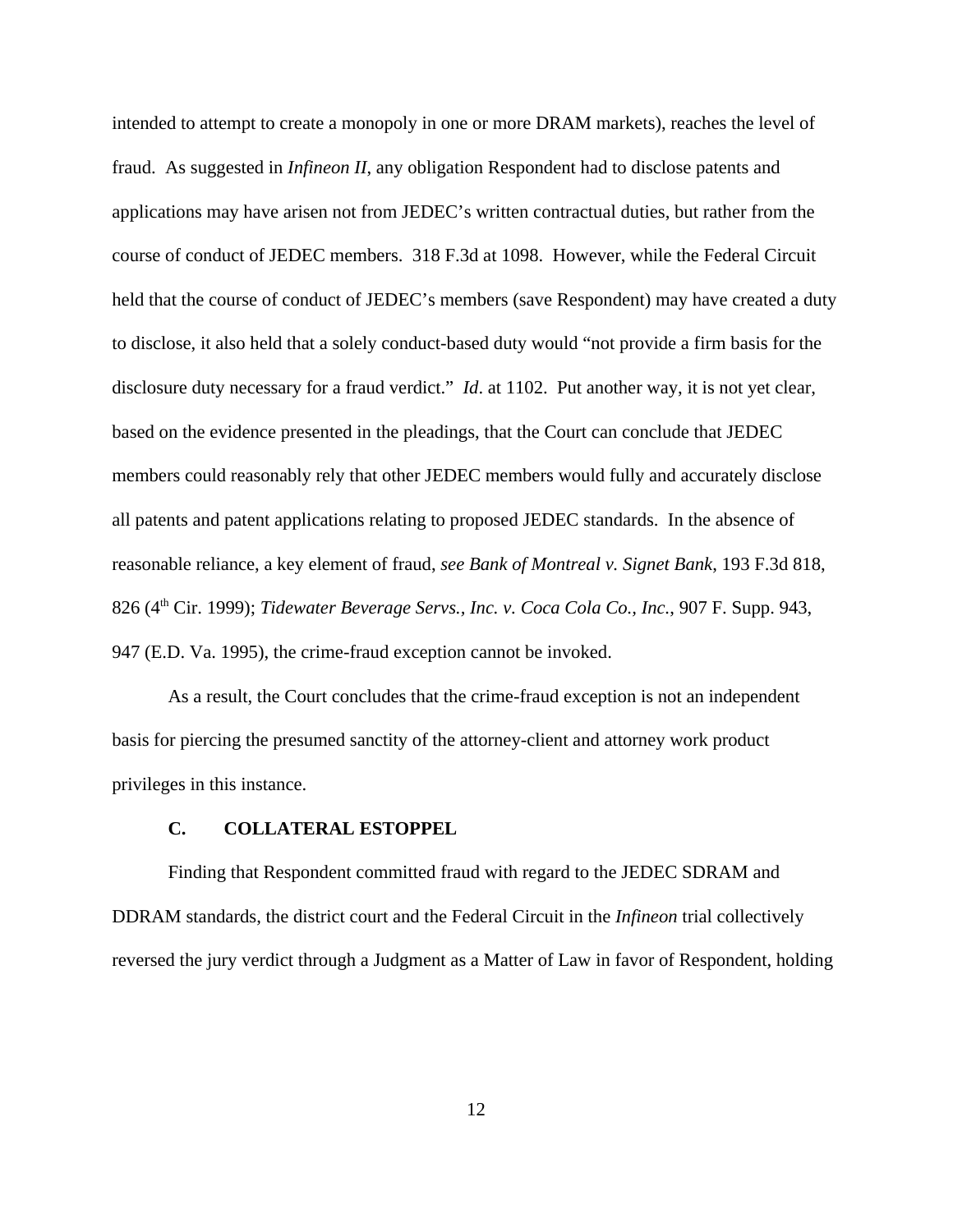intended to attempt to create a monopoly in one or more DRAM markets), reaches the level of fraud. As suggested in *Infineon II*, any obligation Respondent had to disclose patents and applications may have arisen not from JEDEC's written contractual duties, but rather from the course of conduct of JEDEC members. 318 F.3d at 1098. However, while the Federal Circuit held that the course of conduct of JEDEC's members (save Respondent) may have created a duty to disclose, it also held that a solely conduct-based duty would "not provide a firm basis for the disclosure duty necessary for a fraud verdict." *Id*. at 1102. Put another way, it is not yet clear, based on the evidence presented in the pleadings, that the Court can conclude that JEDEC members could reasonably rely that other JEDEC members would fully and accurately disclose all patents and patent applications relating to proposed JEDEC standards. In the absence of reasonable reliance, a key element of fraud, *see Bank of Montreal v. Signet Bank*, 193 F.3d 818, 826 (4th Cir. 1999); *Tidewater Beverage Servs., Inc. v. Coca Cola Co., Inc.*, 907 F. Supp. 943, 947 (E.D. Va. 1995), the crime-fraud exception cannot be invoked.

As a result, the Court concludes that the crime-fraud exception is not an independent basis for piercing the presumed sanctity of the attorney-client and attorney work product privileges in this instance.

### C. COLLATERAL ESTOPPEL

Finding that Respondent committed fraud with regard to the JEDEC SDRAM and DDRAM standards, the district court and the Federal Circuit in the *Infineon* trial collectively reversed the jury verdict through a Judgment as a Matter of Law in favor of Respondent, holding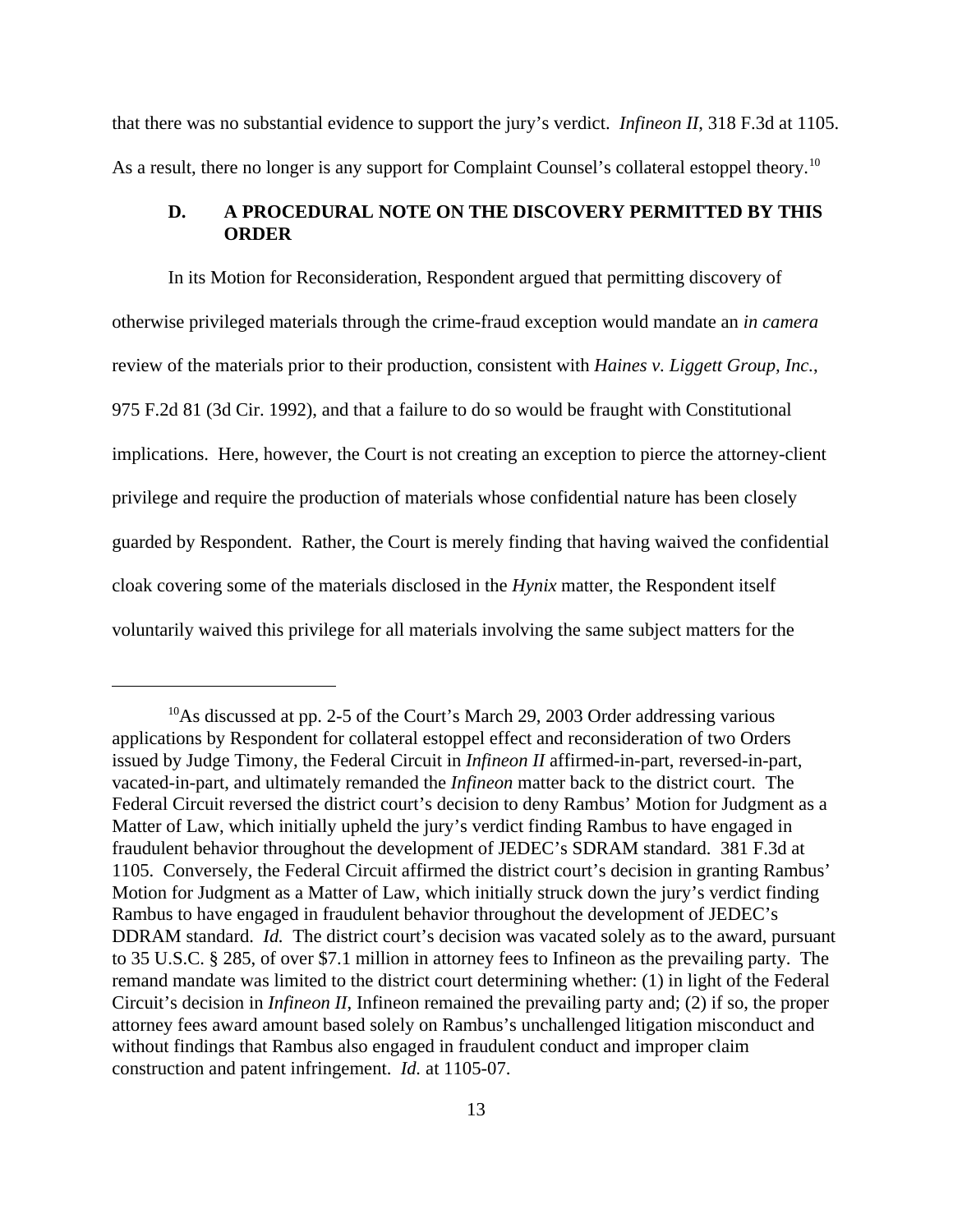that there was no substantial evidence to support the jury's verdict. *Infineon II*, 318 F.3d at 1105. As a result, there no longer is any support for Complaint Counsel's collateral estoppel theory.[10]

### D. A PROCEDURAL NOTE ON THE DISCOVERY PERMITTED BY THIS ORDER

In its Motion for Reconsideration, Respondent argued that permitting discovery of otherwise privileged materials through the crime-fraud exception would mandate an *in camera* review of the materials prior to their production, consistent with *Haines v. Liggett Group, Inc.*, 975 F.2d 81 (3d Cir. 1992), and that a failure to do so would be fraught with Constitutional implications. Here, however, the Court is not creating an exception to pierce the attorney-client privilege and require the production of materials whose confidential nature has been closely guarded by Respondent. Rather, the Court is merely finding that having waived the confidential cloak covering some of the materials disclosed in the *Hynix* matter, the Respondent itself voluntarily waived this privilege for all materials involving the same subject matters for the

---

[10]As discussed at pp. 2-5 of the Court's March 29, 2003 Order addressing various applications by Respondent for collateral estoppel effect and reconsideration of two Orders issued by Judge Timony, the Federal Circuit in *Infineon II* affirmed-in-part, reversed-in-part, vacated-in-part, and ultimately remanded the *Infineon* matter back to the district court. The Federal Circuit reversed the district court's decision to deny Rambus' Motion for Judgment as a Matter of Law, which initially upheld the jury's verdict finding Rambus to have engaged in fraudulent behavior throughout the development of JEDEC's SDRAM standard. 381 F.3d at 1105. Conversely, the Federal Circuit affirmed the district court's decision in granting Rambus' Motion for Judgment as a Matter of Law, which initially struck down the jury's verdict finding Rambus to have engaged in fraudulent behavior throughout the development of JEDEC's DDRAM standard. *Id.* The district court's decision was vacated solely as to the award, pursuant to 35 U.S.C. § 285, of over $7.1 million in attorney fees to Infineon as the prevailing party. The remand mandate was limited to the district court determining whether: (1) in light of the Federal Circuit's decision in *Infineon II*, Infineon remained the prevailing party and; (2) if so, the proper attorney fees award amount based solely on Rambus's unchallenged litigation misconduct and without findings that Rambus also engaged in fraudulent conduct and improper claim construction and patent infringement. *Id.* at 1105-07.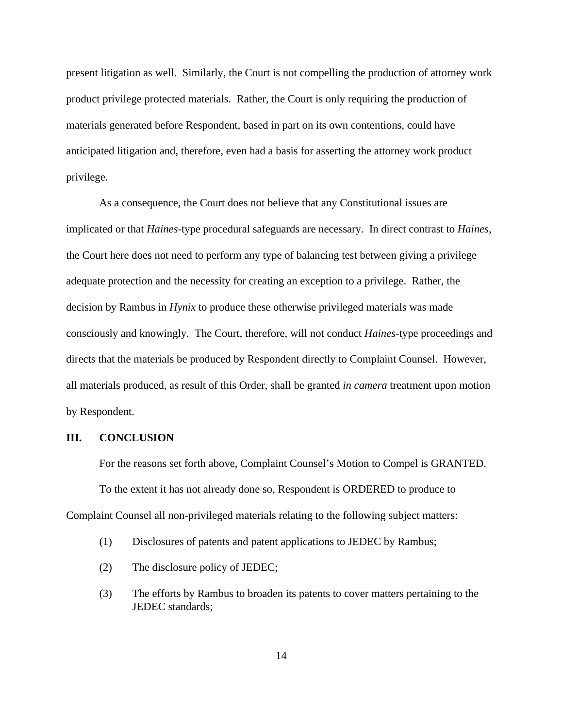present litigation as well. Similarly, the Court is not compelling the production of attorney work product privilege protected materials. Rather, the Court is only requiring the production of materials generated before Respondent, based in part on its own contentions, could have anticipated litigation and, therefore, even had a basis for asserting the attorney work product privilege.

As a consequence, the Court does not believe that any Constitutional issues are implicated or that *Haines*-type procedural safeguards are necessary. In direct contrast to *Haines*, the Court here does not need to perform any type of balancing test between giving a privilege adequate protection and the necessity for creating an exception to a privilege. Rather, the decision by Rambus in *Hynix* to produce these otherwise privileged materials was made consciously and knowingly. The Court, therefore, will not conduct *Haines*-type proceedings and directs that the materials be produced by Respondent directly to Complaint Counsel. However, all materials produced, as result of this Order, shall be granted *in camera* treatment upon motion by Respondent.

## III. CONCLUSION

For the reasons set forth above, Complaint Counsel's Motion to Compel is GRANTED.

To the extent it has not already done so, Respondent is ORDERED to produce to Complaint Counsel all non-privileged materials relating to the following subject matters:

(1) Disclosures of patents and patent applications to JEDEC by Rambus;

(2) The disclosure policy of JEDEC;

(3) The efforts by Rambus to broaden its patents to cover matters pertaining to the JEDEC standards;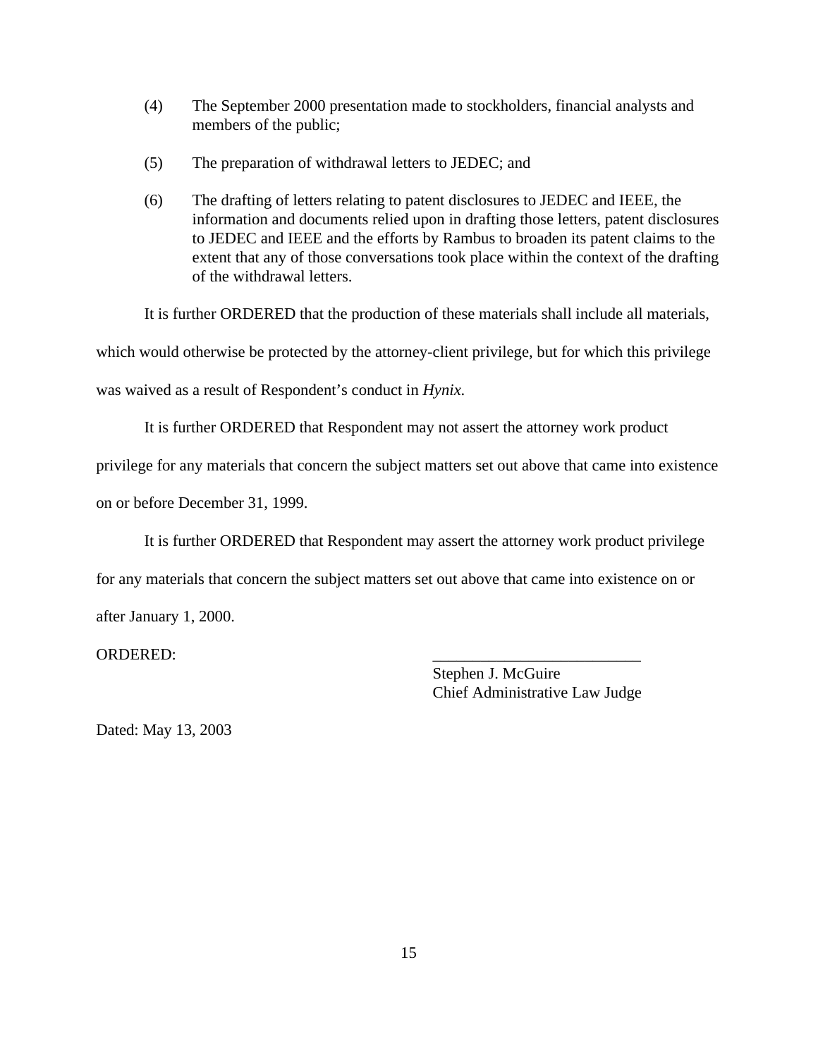(4) The September 2000 presentation made to stockholders, financial analysts and members of the public;

(5) The preparation of withdrawal letters to JEDEC; and

(6) The drafting of letters relating to patent disclosures to JEDEC and IEEE, the information and documents relied upon in drafting those letters, patent disclosures to JEDEC and IEEE and the efforts by Rambus to broaden its patent claims to the extent that any of those conversations took place within the context of the drafting of the withdrawal letters.

It is further ORDERED that the production of these materials shall include all materials, which would otherwise be protected by the attorney-client privilege, but for which this privilege was waived as a result of Respondent's conduct in *Hynix*.

It is further ORDERED that Respondent may not assert the attorney work product privilege for any materials that concern the subject matters set out above that came into existence on or before December 31, 1999.

It is further ORDERED that Respondent may assert the attorney work product privilege for any materials that concern the subject matters set out above that came into existence on or after January 1, 2000.

ORDERED:

___________________________
Stephen J. McGuire
Chief Administrative Law Judge

Dated: May 13, 2003